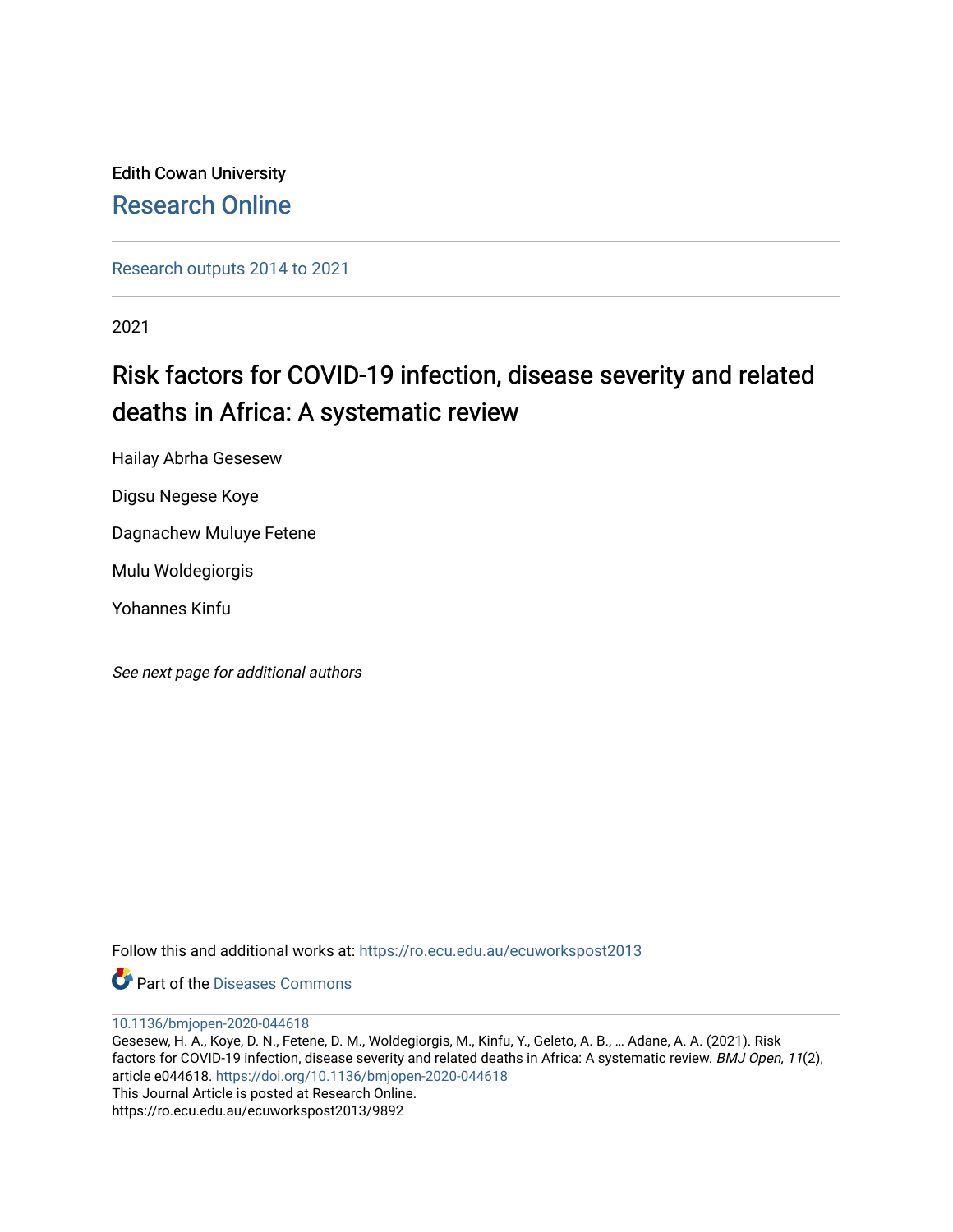Edith Cowan University

Research Online

Research outputs 2014 to 2021

2021

# Risk factors for COVID-19 infection, disease severity and related deaths in Africa: A systematic review

Hailay Abrha Gesesew

Digsu Negese Koye

Dagnachew Muluye Fetene

Mulu Woldegiorgis

Yohannes Kinfu

*See next page for additional authors*

Follow this and additional works at: https://ro.ecu.edu.au/ecuworkspost2013

Part of the Diseases Commons

10.1136/bmjopen-2020-044618

Gesesew, H. A., Koye, D. N., Fetene, D. M., Woldegiorgis, M., Kinfu, Y., Geleto, A. B., … Adane, A. A. (2021). Risk factors for COVID-19 infection, disease severity and related deaths in Africa: A systematic review. *BMJ Open, 11*(2), article e044618. https://doi.org/10.1136/bmjopen-2020-044618

This Journal Article is posted at Research Online.

https://ro.ecu.edu.au/ecuworkspost2013/9892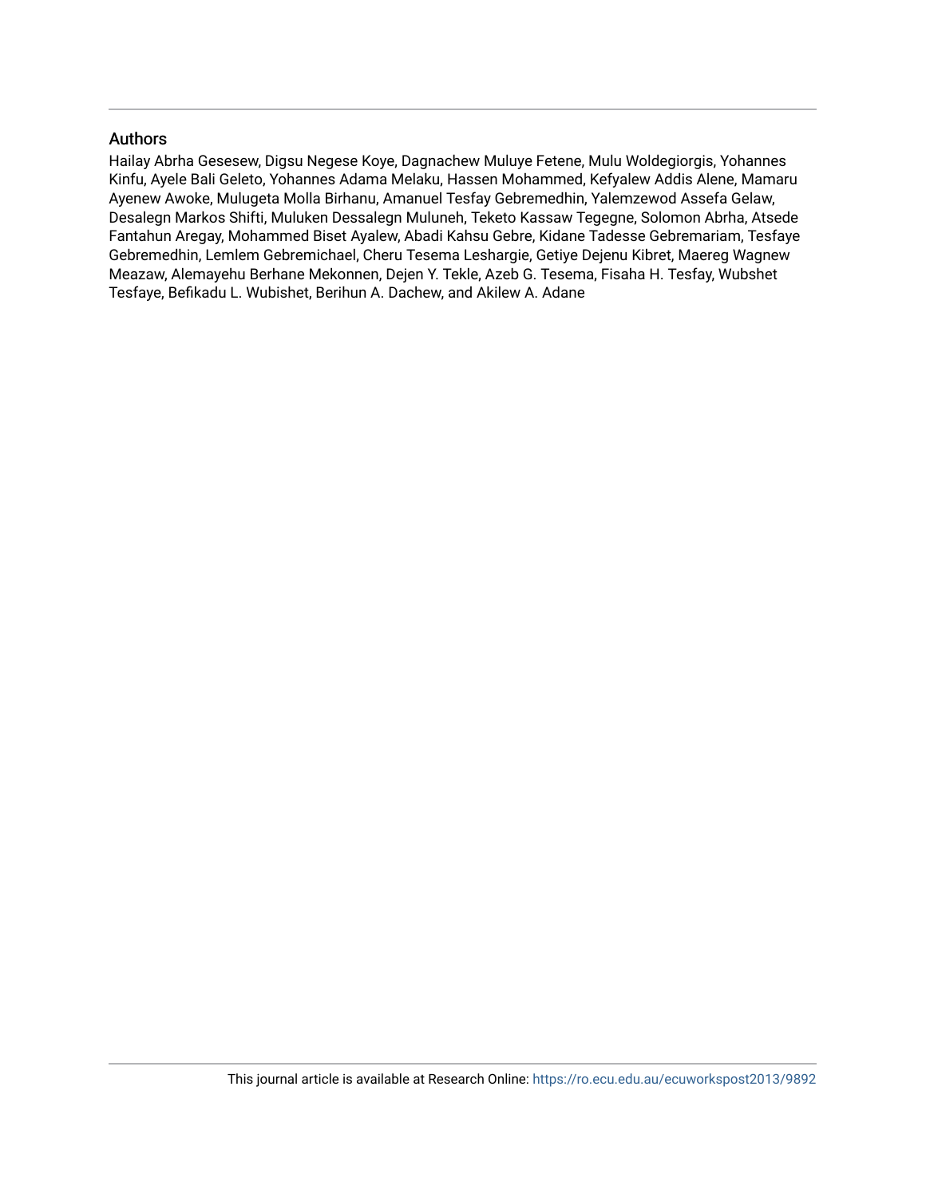## Authors

Hailay Abrha Gesesew, Digsu Negese Koye, Dagnachew Muluye Fetene, Mulu Woldegiorgis, Yohannes Kinfu, Ayele Bali Geleto, Yohannes Adama Melaku, Hassen Mohammed, Kefyalew Addis Alene, Mamaru Ayenew Awoke, Mulugeta Molla Birhanu, Amanuel Tesfay Gebremedhin, Yalemzewod Assefa Gelaw, Desalegn Markos Shifti, Muluken Dessalegn Muluneh, Teketo Kassaw Tegegne, Solomon Abrha, Atsede Fantahun Aregay, Mohammed Biset Ayalew, Abadi Kahsu Gebre, Kidane Tadesse Gebremariam, Tesfaye Gebremedhin, Lemlem Gebremichael, Cheru Tesema Leshargie, Getiye Dejenu Kibret, Maereg Wagnew Meazaw, Alemayehu Berhane Mekonnen, Dejen Y. Tekle, Azeb G. Tesema, Fisaha H. Tesfay, Wubshet Tesfaye, Befikadu L. Wubishet, Berihun A. Dachew, and Akilew A. Adane

This journal article is available at Research Online: https://ro.ecu.edu.au/ecuworkspost2013/9892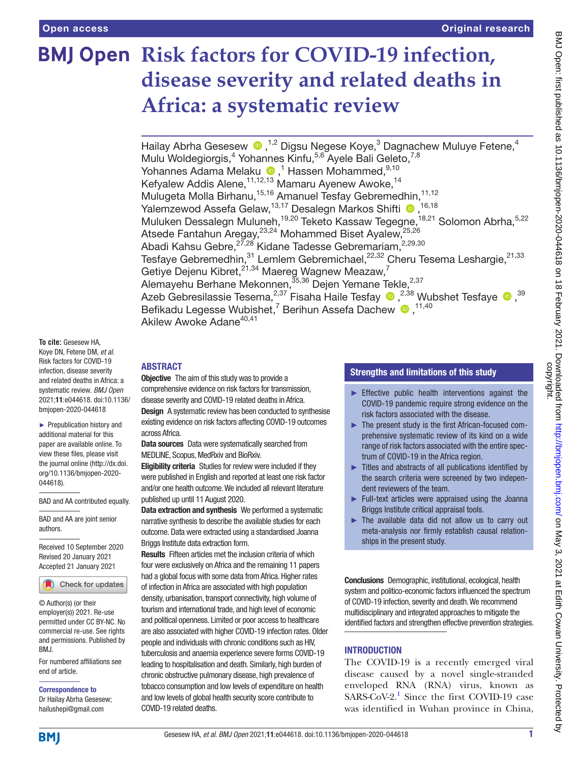# Risk factors for COVID-19 infection, disease severity and related deaths in Africa: a systematic review

Hailay Abrha Gesesew ,[1,2] Digsu Negese Koye,[3] Dagnachew Muluye Fetene,[4] Mulu Woldegiorgis,[4] Yohannes Kinfu,[5,6] Ayele Bali Geleto,[7,8] Yohannes Adama Melaku ,[1] Hassen Mohammed,[9,10] Kefyalew Addis Alene,[11,12,13] Mamaru Ayenew Awoke,[14] Mulugeta Molla Birhanu,[15,16] Amanuel Tesfay Gebremedhin,[11,12] Yalemzewod Assefa Gelaw,[13,17] Desalegn Markos Shifti ,[16,18] Muluken Dessalegn Muluneh,[19,20] Teketo Kassaw Tegegne,[18,21] Solomon Abrha,[5,22] Atsede Fantahun Aregay,[23,24] Mohammed Biset Ayalew,[25,26] Abadi Kahsu Gebre,[27,28] Kidane Tadesse Gebremariam,[2,29,30] Tesfaye Gebremedhin,[31] Lemlem Gebremichael,[22,32] Cheru Tesema Leshargie,[21,33] Getiye Dejenu Kibret,[21,34] Maereg Wagnew Meazaw,[7] Alemayehu Berhane Mekonnen,[35,36] Dejen Yemane Tekle,[2,37] Azeb Gebresilassie Tesema,[2,37] Fisaha Haile Tesfay ,[2,38] Wubshet Tesfaye ,[39] Befikadu Legesse Wubishet,[7] Berihun Assefa Dachew ,[11,40] Akilew Awoke Adane[40,41]

**To cite:** Gesesew HA, Koye DN, Fetene DM, *et al*. Risk factors for COVID-19 infection, disease severity and related deaths in Africa: a systematic review. *BMJ Open* 2021;**11**:e044618. doi:10.1136/bmjopen-2020-044618

► Prepublication history and additional material for this paper are available online. To view these files, please visit the journal online (http://dx.doi.org/10.1136/bmjopen-2020-044618).

BAD and AA contributed equally.

BAD and AA are joint senior authors.

Received 10 September 2020
Revised 20 January 2021
Accepted 21 January 2021

© Author(s) (or their employer(s)) 2021. Re-use permitted under CC BY-NC. No commercial re-use. See rights and permissions. Published by BMJ.

For numbered affiliations see end of article.

**Correspondence to**
Dr Hailay Abrha Gesesew;
hailushepi@gmail.com

## ABSTRACT

**Objective** The aim of this study was to provide a comprehensive evidence on risk factors for transmission, disease severity and COVID-19 related deaths in Africa.

**Design** A systematic review has been conducted to synthesise existing evidence on risk factors affecting COVID-19 outcomes across Africa.

**Data sources** Data were systematically searched from MEDLINE, Scopus, MedRxiv and BioRxiv.

**Eligibility criteria** Studies for review were included if they were published in English and reported at least one risk factor and/or one health outcome. We included all relevant literature published up until 11 August 2020.

**Data extraction and synthesis** We performed a systematic narrative synthesis to describe the available studies for each outcome. Data were extracted using a standardised Joanna Briggs Institute data extraction form.

**Results** Fifteen articles met the inclusion criteria of which four were exclusively on Africa and the remaining 11 papers had a global focus with some data from Africa. Higher rates of infection in Africa are associated with high population density, urbanisation, transport connectivity, high volume of tourism and international trade, and high level of economic and political openness. Limited or poor access to healthcare are also associated with higher COVID-19 infection rates. Older people and individuals with chronic conditions such as HIV, tuberculosis and anaemia experience severe forms COVID-19 leading to hospitalisation and death. Similarly, high burden of chronic obstructive pulmonary disease, high prevalence of tobacco consumption and low levels of expenditure on health and low levels of global health security score contribute to COVID-19 related deaths.

**Conclusions** Demographic, institutional, ecological, health system and politico-economic factors influenced the spectrum of COVID-19 infection, severity and death. We recommend multidisciplinary and integrated approaches to mitigate the identified factors and strengthen effective prevention strategies.

## Strengths and limitations of this study

- ► Effective public health interventions against the COVID-19 pandemic require strong evidence on the risk factors associated with the disease.
- ► The present study is the first African-focused comprehensive systematic review of its kind on a wide range of risk factors associated with the entire spectrum of COVID-19 in the Africa region.
- ► Titles and abstracts of all publications identified by the search criteria were screened by two independent reviewers of the team.
- ► Full-text articles were appraised using the Joanna Briggs Institute critical appraisal tools.
- ► The available data did not allow us to carry out meta-analysis nor firmly establish causal relationships in the present study.

## INTRODUCTION

The COVID-19 is a recently emerged viral disease caused by a novel single-stranded enveloped RNA (RNA) virus, known as SARS-CoV-2.[1] Since the first COVID-19 case was identified in Wuhan province in China,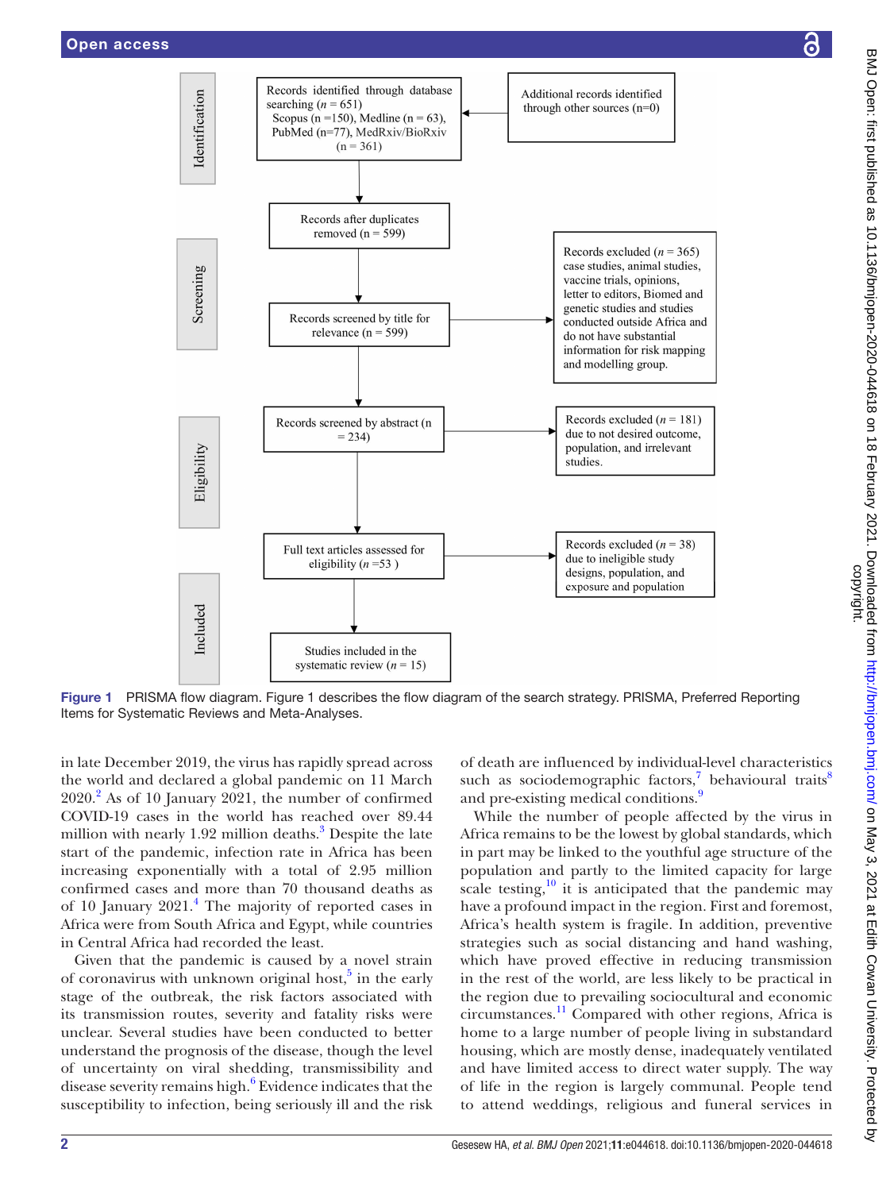**Identification**

Records identified through database searching ($n$ = 651) Scopus (n =150), Medline (n = 63), PubMed (n=77), MedRxiv/BioRxiv (n = 361)

Additional records identified through other sources (n=0)

**Screening**

Records after duplicates removed (n = 599)

Records screened by title for relevance (n = 599)

Records excluded ($n$ = 365) case studies, animal studies, vaccine trials, opinions, letter to editors, Biomed and genetic studies and studies conducted outside Africa and do not have substantial information for risk mapping and modelling group.

**Eligibility**

Records screened by abstract (n = 234)

Records excluded ($n$ = 181) due to not desired outcome, population, and irrelevant studies.

Full text articles assessed for eligibility ($n$ =53 )

Records excluded ($n$ = 38) due to ineligible study designs, population, and exposure and population

**Included**

Studies included in the systematic review ($n$ = 15)

**Figure 1** PRISMA flow diagram. Figure 1 describes the flow diagram of the search strategy. PRISMA, Preferred Reporting Items for Systematic Reviews and Meta-Analyses.

in late December 2019, the virus has rapidly spread across the world and declared a global pandemic on 11 March 2020.[2] As of 10 January 2021, the number of confirmed COVID-19 cases in the world has reached over 89.44 million with nearly 1.92 million deaths.[3] Despite the late start of the pandemic, infection rate in Africa has been increasing exponentially with a total of 2.95 million confirmed cases and more than 70 thousand deaths as of 10 January 2021.[4] The majority of reported cases in Africa were from South Africa and Egypt, while countries in Central Africa had recorded the least.

Given that the pandemic is caused by a novel strain of coronavirus with unknown original host,[5] in the early stage of the outbreak, the risk factors associated with its transmission routes, severity and fatality risks were unclear. Several studies have been conducted to better understand the prognosis of the disease, though the level of uncertainty on viral shedding, transmissibility and disease severity remains high.[6] Evidence indicates that the susceptibility to infection, being seriously ill and the risk of death are influenced by individual-level characteristics such as sociodemographic factors,[7] behavioural traits[8] and pre-existing medical conditions.[9]

While the number of people affected by the virus in Africa remains to be the lowest by global standards, which in part may be linked to the youthful age structure of the population and partly to the limited capacity for large scale testing,[10] it is anticipated that the pandemic may have a profound impact in the region. First and foremost, Africa's health system is fragile. In addition, preventive strategies such as social distancing and hand washing, which have proved effective in reducing transmission in the rest of the world, are less likely to be practical in the region due to prevailing sociocultural and economic circumstances.[11] Compared with other regions, Africa is home to a large number of people living in substandard housing, which are mostly dense, inadequately ventilated and have limited access to direct water supply. The way of life in the region is largely communal. People tend to attend weddings, religious and funeral services in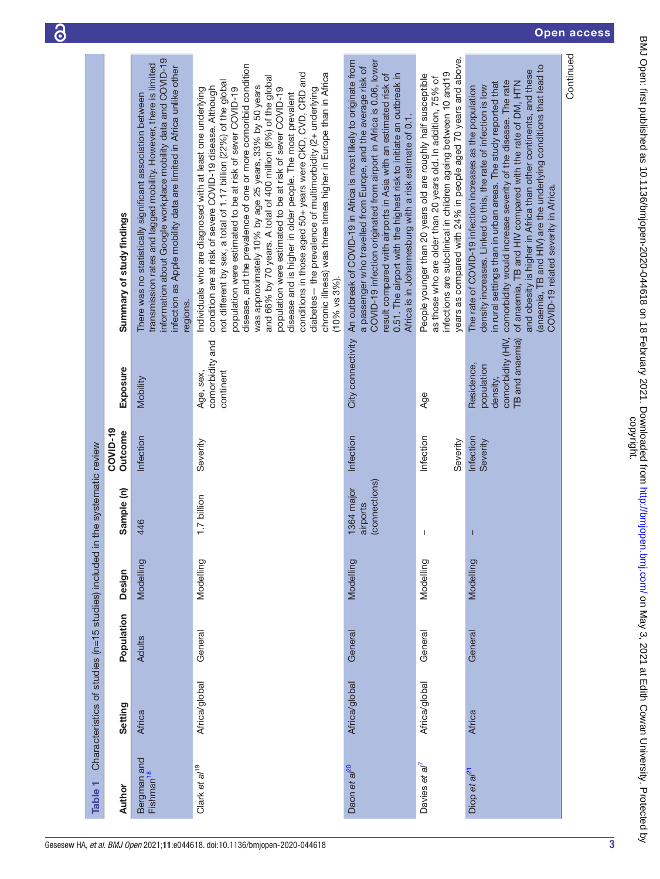**Table 1** Characteristics of studies (n=15 studies) included in the systematic review

| Author | Setting | Population | Design | Sample (n) | COVID-19 Outcome | Exposure | Summary of study findings |
|---|---|---|---|---|---|---|---|
| Bergman and Fishman[18] | Africa | Adults | Modelling | 446 | Infection | Mobility | There was no statistically significant association between transmission rates and lagged mobility. However, there is limited information about Google workplace mobility data and COVID-19 infection as Apple mobility data are limited in Africa unlike other regions. |
| Clark et al[19] | Africa/global | General | Modelling | 1.7 billion | Severity | Age, sex, comorbidity and continent | Individuals who are diagnosed with at least one underlying condition are at risk of severe COVID-19 disease. Although not different by sex, a total of 1.17 billion (22%) of the global population were estimated to be at risk of sever COVID-19 disease, and the prevalence of one or more comorbid condition was approximately 10% by age 25 years, 33% by 50 years and 66% by 70 years. A total of 400 million (6%) of the global population were estimated to be at risk of sever COVID-19 disease and is higher in older people. The most prevalent conditions in those aged 50+ years were CKD, CVD, CRD and diabetes— the prevalence of multimorbidity (2+ underlying chronic illness) was three times higher in Europe than in Africa (10% vs 3%). |
| Daon et al[20] | Africa/global | General | Modelling | 1364 major airports (connections) | Infection | City connectivity | An outbreak of COVID-19 in Africa is most likely to originate from a passenger who travelled from Europe, and the average risk of COVID-19 infection originated from airport in Africa is 0.06, lower result compared with airports in Asia with an estimated risk of 0.51. The airport with the highest risk to initiate an outbreak in Africa is in Johannesburg with a risk estimate of 0.1. |
| Davies et al[7] | Africa/global | General | Modelling | – | Infection<br>Severity | Age | People younger than 20 years old are roughly half susceptible as those who are older than 20 years old. In addition, 75% of infections are subclinical in children ageing between 10 and19 years as compared with 24% in people aged 70 years and above. |
| Diop et al[21] | Africa | General | Modelling | – | Infection<br>Severity | Residence, population density, comorbidity (HIV, TB and anaemia) | The rate of COVID-19 infection increases as the population density increases. Linked to this, the rate of infection is low in rural settings than in urban areas. The study reported that comorbidity would increase severity of the disease. The rate of anaemia, TB and HIV compared with the rate of DM, HTN and obesity is higher in Africa than other continents, and these (anaemia, TB and HIV) are the underlying conditions that lead to COVID-19 related severity in Africa. |

Continued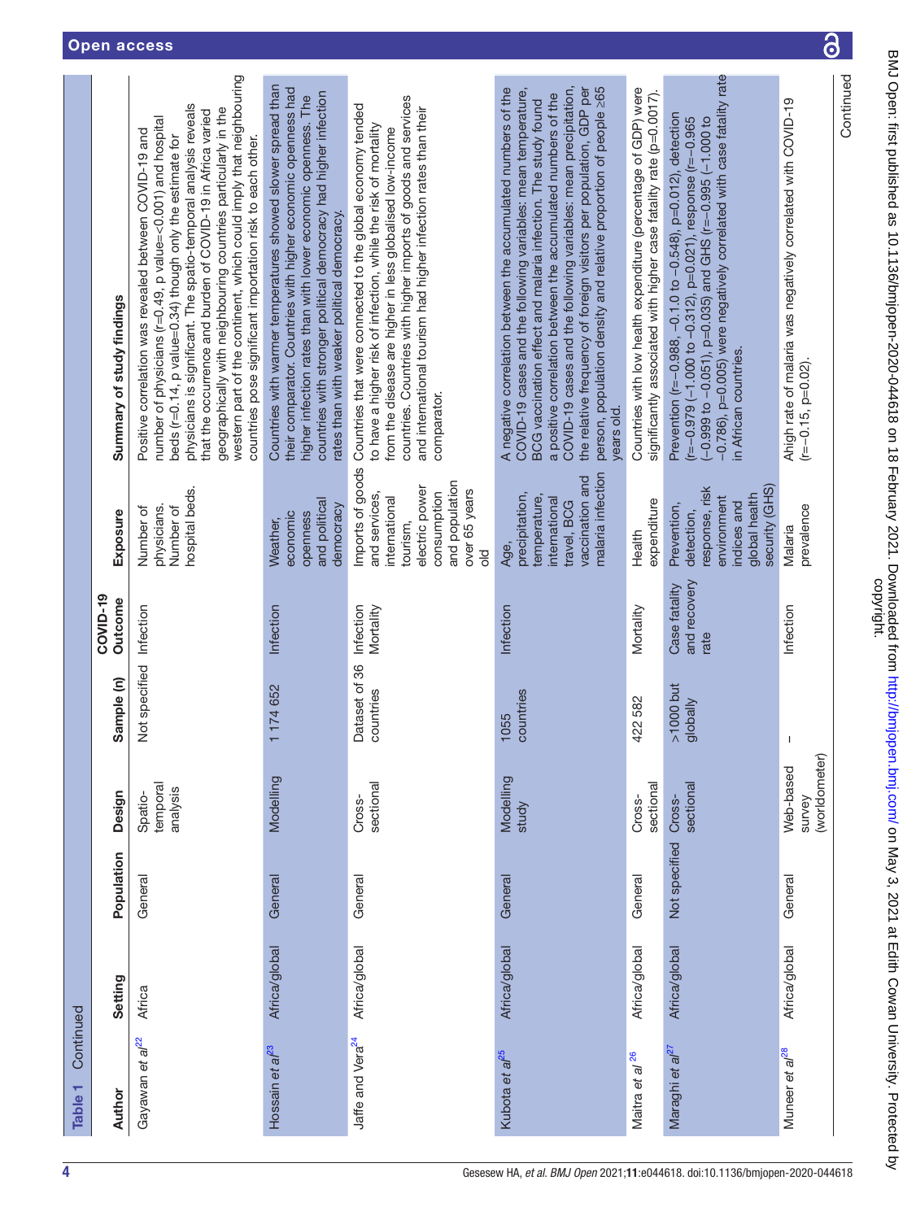**Table 1** Continued

| Author | Setting | Population | Design | Sample (n) | COVID-19 Outcome | Exposure | Summary of study findings |
|---|---|---|---|---|---|---|---|
| Gayawan *et al*[22] | Africa | General | Spatio-temporal analysis | Not specified | Infection | Number of physicians. Number of hospital beds. | Positive correlation was revealed between COVID-19 and number of physicians (r=0.49, p value=<0.001) and hospital beds (r=0.14, p value=0.34) though only the estimate for physicians is significant. The spatio-temporal analysis reveals that the occurrence and burden of COVID-19 in Africa varied geographically with neighbouring countries particularly in the western part of the continent, which could imply that neighbouring countries pose significant importation risk to each other. |
| Hossain *et al*[23] | Africa/global | General | Modelling | 1 174 652 | Infection | Weather, economic openness and political democracy | Countries with warmer temperatures showed slower spread than their comparator. Countries with higher economic openness had higher infection rates than with lower economic openness. The countries with stronger political democracy had higher infection rates than with weaker political democracy. |
| Jaffe and Vera[24] | Africa/global | General | Cross-sectional | Dataset of 36 countries | Infection Mortality | Imports of goods and services, international tourism, electric power consumption and population over 65 years old | Countries that were connected to the global economy tended to have a higher risk of infection, while the risk of mortality from the disease are higher in less globalised low-income countries. Countries with higher imports of goods and services and international tourism had higher infection rates than their comparator. |
| Kubota *et al*[25] | Africa/global | General | Modelling study | 1055 countries | Infection | Age, precipitation, temperature, international travel, BCG vaccination and malaria infection | A negative correlation between the accumulated numbers of the COVID-19 cases and the following variables: mean temperature, BCG vaccination effect and malaria infection. The study found a positive correlation between the accumulated numbers of the COVID-19 cases and the following variables: mean precipitation, the relative frequency of foreign visitors per population, GDP per person, population density and relative proportion of people ≥65 years old. |
| Maitra *et al*[26] | Africa/global | General | Cross-sectional | 422 582 | Mortality | Health expenditure | Countries with low health expenditure (percentage of GDP) were significantly associated with higher case fatality rate (p=0.0017). |
| Maraghi *et al*[27] | Africa/global | Not specified | Cross-sectional | >1000 but globally | Case fatality and recovery rate | Prevention, detection, response, risk environment indices and global health security (GHS) | Prevention (r=−0.988, −1.0 to −0.548), p=0.012), detection (r=−0.979 (−1.000 to −0.312), p=0.021), response (r=−0.965 (−0.999 to −0.051), p=0.035) and GHS (r=−0.995 (−1.000 to −0.786), p=0.005) were negatively correlated with case fatality rate in African countries. |
| Muneer *et al*[28] | Africa/global | General | Web-based survey (worldometer) | – | Infection | Malaria prevalence | A high rate of malaria was negatively correlated with COVID-19 (r=−0.15, p=0.02). |

Continued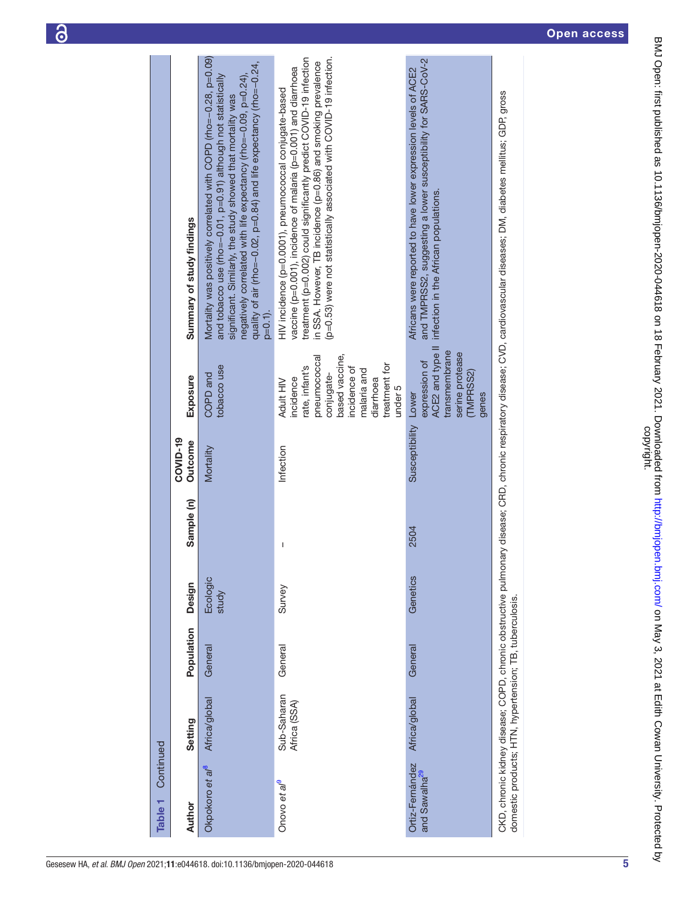**Table 1** Continued

| Author | Setting | Population | Design | Sample (n) | COVID-19 Outcome | Exposure | Summary of study findings |
|---|---|---|---|---|---|---|---|
| Okpokoro *et al*[8] | Africa/global | General | Ecologic study | | Mortality | COPD and tobacco use | Mortality was positively correlated with COPD (rho=−0.28, p=0.09) and tobacco use (rho=−0.01, p=0.91) although not statistically significant. Similarly, the study showed that mortality was negatively correlated with life expectancy (rho=−0.09, p=0.24), quality of air (rho=−0.02, p=0.84) and life expectancy (rho=−0.24, p=0.1). |
| Onovo *et al*[9] | Sub-Saharan Africa (SSA) | General | Survey | – | Infection | Adult HIV incidence rate, infant's pneumococcal conjugate-based vaccine, incidence of malaria and diarrhoea treatment for under 5 | HIV incidence (p=0.0001), pneumococcal conjugate-based vaccine (p=0.001), incidence of malaria (p=0.001) and diarrhoea treatment (p=0.002) could significantly predict COVID-19 infection in SSA. However, TB incidence (p=0.86) and smoking prevalence (p=0.53) were not statistically associated with COVID-19 infection. |
| Ortiz-Fernández and Sawalha[29] | Africa/global | General | Genetics | 2504 | Susceptibility | Lower expression of ACE2 and type II transmembrane serine protease (TMPRSS2) genes | Africans were reported to have lower expression levels of ACE2 and TMPRSS2, suggesting a lower susceptibility for SARS-CoV-2 infection in the African populations. |

CKD, chronic kidney disease; COPD, chronic obstructive pulmonary disease; CRD, chronic respiratory disease; CVD, cardiovascular diseases; DM, diabetes mellitus; GDP, gross domestic products; HTN, hypertension; TB, tuberculosis.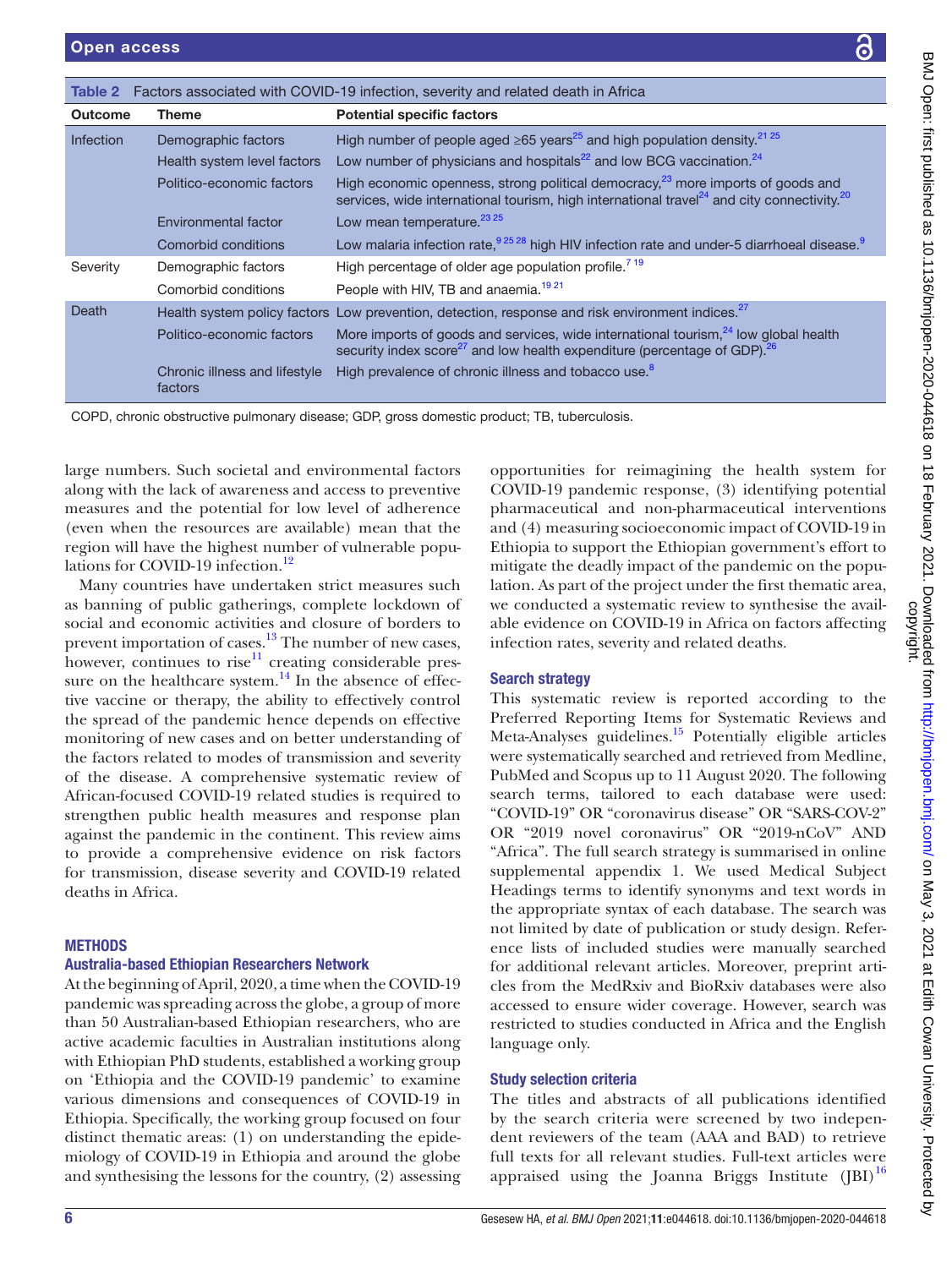**Table 2** Factors associated with COVID-19 infection, severity and related death in Africa

| Outcome | Theme | Potential specific factors |
|---|---|---|
| Infection | Demographic factors | High number of people aged ≥65 years[25] and high population density.[21 25] |
| | Health system level factors | Low number of physicians and hospitals[22] and low BCG vaccination.[24] |
| | Politico-economic factors | High economic openness, strong political democracy,[23] more imports of goods and services, wide international tourism, high international travel[24] and city connectivity.[20] |
| | Environmental factor | Low mean temperature.[23 25] |
| | Comorbid conditions | Low malaria infection rate,[9 25 28] high HIV infection rate and under-5 diarrhoeal disease.[9] |
| Severity | Demographic factors | High percentage of older age population profile.[7 19] |
| | Comorbid conditions | People with HIV, TB and anaemia.[19 21] |
| Death | Health system policy factors | Low prevention, detection, response and risk environment indices.[27] |
| | Politico-economic factors | More imports of goods and services, wide international tourism,[24] low global health security index score[27] and low health expenditure (percentage of GDP).[26] |
| | Chronic illness and lifestyle factors | High prevalence of chronic illness and tobacco use.[8] |

COPD, chronic obstructive pulmonary disease; GDP, gross domestic product; TB, tuberculosis.

large numbers. Such societal and environmental factors along with the lack of awareness and access to preventive measures and the potential for low level of adherence (even when the resources are available) mean that the region will have the highest number of vulnerable populations for COVID-19 infection.[12]

Many countries have undertaken strict measures such as banning of public gatherings, complete lockdown of social and economic activities and closure of borders to prevent importation of cases.[13] The number of new cases, however, continues to rise[11] creating considerable pressure on the healthcare system.[14] In the absence of effective vaccine or therapy, the ability to effectively control the spread of the pandemic hence depends on effective monitoring of new cases and on better understanding of the factors related to modes of transmission and severity of the disease. A comprehensive systematic review of African-focused COVID-19 related studies is required to strengthen public health measures and response plan against the pandemic in the continent. This review aims to provide a comprehensive evidence on risk factors for transmission, disease severity and COVID-19 related deaths in Africa.

## METHODS

### Australia-based Ethiopian Researchers Network

At the beginning of April, 2020, a time when the COVID-19 pandemic was spreading across the globe, a group of more than 50 Australian-based Ethiopian researchers, who are active academic faculties in Australian institutions along with Ethiopian PhD students, established a working group on 'Ethiopia and the COVID-19 pandemic' to examine various dimensions and consequences of COVID-19 in Ethiopia. Specifically, the working group focused on four distinct thematic areas: (1) on understanding the epidemiology of COVID-19 in Ethiopia and around the globe and synthesising the lessons for the country, (2) assessing opportunities for reimagining the health system for COVID-19 pandemic response, (3) identifying potential pharmaceutical and non-pharmaceutical interventions and (4) measuring socioeconomic impact of COVID-19 in Ethiopia to support the Ethiopian government's effort to mitigate the deadly impact of the pandemic on the population. As part of the project under the first thematic area, we conducted a systematic review to synthesise the available evidence on COVID-19 in Africa on factors affecting infection rates, severity and related deaths.

### Search strategy

This systematic review is reported according to the Preferred Reporting Items for Systematic Reviews and Meta-Analyses guidelines.[15] Potentially eligible articles were systematically searched and retrieved from Medline, PubMed and Scopus up to 11 August 2020. The following search terms, tailored to each database were used: "COVID-19" OR "coronavirus disease" OR "SARS-COV-2" OR "2019 novel coronavirus" OR "2019-nCoV" AND "Africa". The full search strategy is summarised in online supplemental appendix 1. We used Medical Subject Headings terms to identify synonyms and text words in the appropriate syntax of each database. The search was not limited by date of publication or study design. Reference lists of included studies were manually searched for additional relevant articles. Moreover, preprint articles from the MedRxiv and BioRxiv databases were also accessed to ensure wider coverage. However, search was restricted to studies conducted in Africa and the English language only.

### Study selection criteria

The titles and abstracts of all publications identified by the search criteria were screened by two independent reviewers of the team (AAA and BAD) to retrieve full texts for all relevant studies. Full-text articles were appraised using the Joanna Briggs Institute (JBI)[16]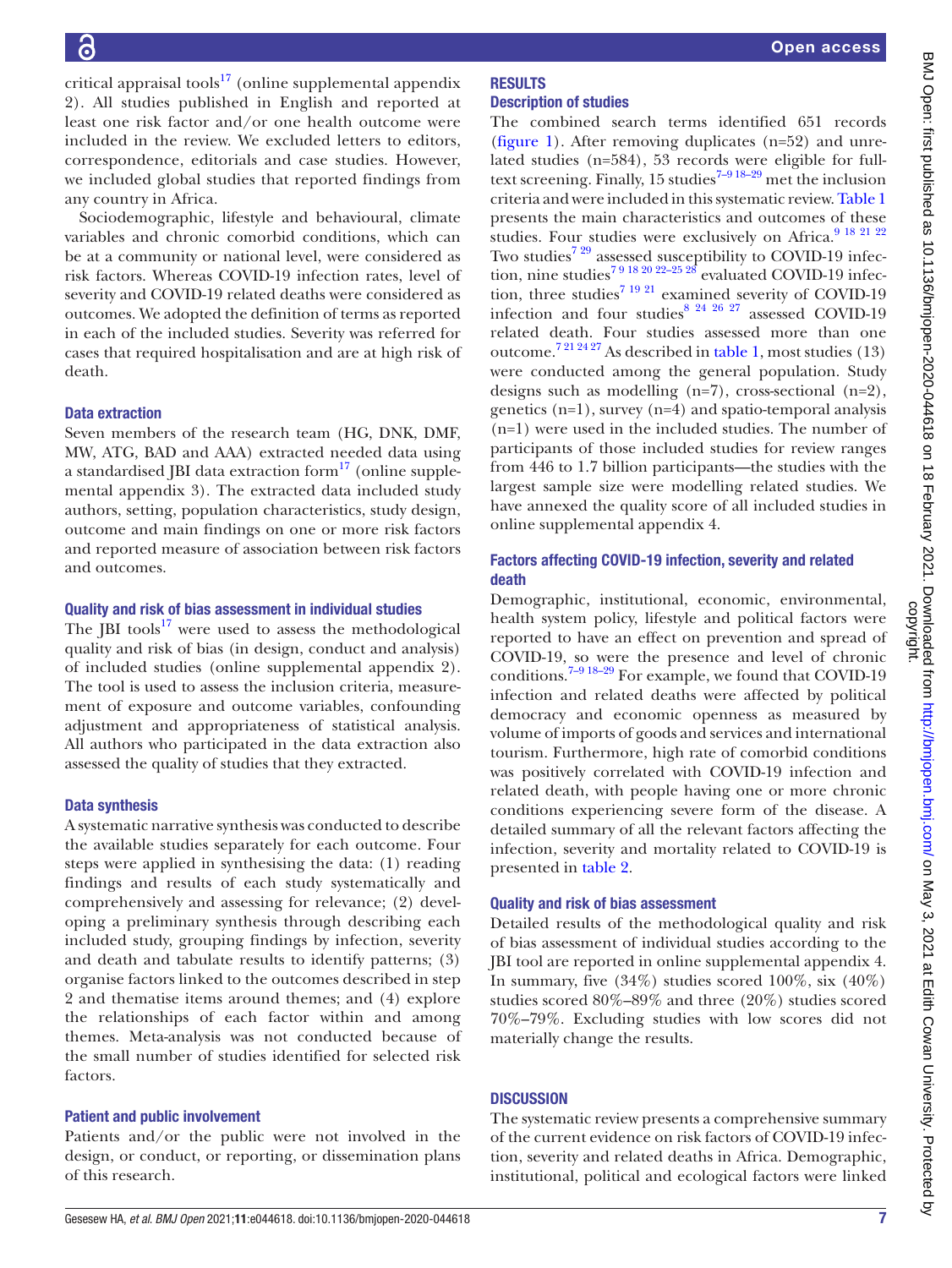critical appraisal tools[17] (online supplemental appendix 2). All studies published in English and reported at least one risk factor and/or one health outcome were included in the review. We excluded letters to editors, correspondence, editorials and case studies. However, we included global studies that reported findings from any country in Africa.

Sociodemographic, lifestyle and behavioural, climate variables and chronic comorbid conditions, which can be at a community or national level, were considered as risk factors. Whereas COVID-19 infection rates, level of severity and COVID-19 related deaths were considered as outcomes. We adopted the definition of terms as reported in each of the included studies. Severity was referred for cases that required hospitalisation and are at high risk of death.

### Data extraction

Seven members of the research team (HG, DNK, DMF, MW, ATG, BAD and AAA) extracted needed data using a standardised JBI data extraction form[17] (online supplemental appendix 3). The extracted data included study authors, setting, population characteristics, study design, outcome and main findings on one or more risk factors and reported measure of association between risk factors and outcomes.

### Quality and risk of bias assessment in individual studies

The JBI tools[17] were used to assess the methodological quality and risk of bias (in design, conduct and analysis) of included studies (online supplemental appendix 2). The tool is used to assess the inclusion criteria, measurement of exposure and outcome variables, confounding adjustment and appropriateness of statistical analysis. All authors who participated in the data extraction also assessed the quality of studies that they extracted.

### Data synthesis

A systematic narrative synthesis was conducted to describe the available studies separately for each outcome. Four steps were applied in synthesising the data: (1) reading findings and results of each study systematically and comprehensively and assessing for relevance; (2) developing a preliminary synthesis through describing each included study, grouping findings by infection, severity and death and tabulate results to identify patterns; (3) organise factors linked to the outcomes described in step 2 and thematise items around themes; and (4) explore the relationships of each factor within and among themes. Meta-analysis was not conducted because of the small number of studies identified for selected risk factors.

### Patient and public involvement

Patients and/or the public were not involved in the design, or conduct, or reporting, or dissemination plans of this research.

## RESULTS

### Description of studies

The combined search terms identified 651 records (figure 1). After removing duplicates (n=52) and unrelated studies (n=584), 53 records were eligible for full-text screening. Finally, 15 studies[7–9 18–29] met the inclusion criteria and were included in this systematic review. Table 1 presents the main characteristics and outcomes of these studies. Four studies were exclusively on Africa.[9 18 21 22] Two studies[7 29] assessed susceptibility to COVID-19 infection, nine studies[7 9 18 20 22–25 28] evaluated COVID-19 infection, three studies[7 19 21] examined severity of COVID-19 infection and four studies[8 24 26 27] assessed COVID-19 related death. Four studies assessed more than one outcome.[7 21 24 27] As described in table 1, most studies (13) were conducted among the general population. Study designs such as modelling (n=7), cross-sectional (n=2), genetics (n=1), survey (n=4) and spatio-temporal analysis (n=1) were used in the included studies. The number of participants of those included studies for review ranges from 446 to 1.7 billion participants—the studies with the largest sample size were modelling related studies. We have annexed the quality score of all included studies in online supplemental appendix 4.

### Factors affecting COVID-19 infection, severity and related death

Demographic, institutional, economic, environmental, health system policy, lifestyle and political factors were reported to have an effect on prevention and spread of COVID-19, so were the presence and level of chronic conditions.[7–9 18–29] For example, we found that COVID-19 infection and related deaths were affected by political democracy and economic openness as measured by volume of imports of goods and services and international tourism. Furthermore, high rate of comorbid conditions was positively correlated with COVID-19 infection and related death, with people having one or more chronic conditions experiencing severe form of the disease. A detailed summary of all the relevant factors affecting the infection, severity and mortality related to COVID-19 is presented in table 2.

### Quality and risk of bias assessment

Detailed results of the methodological quality and risk of bias assessment of individual studies according to the JBI tool are reported in online supplemental appendix 4. In summary, five (34%) studies scored 100%, six (40%) studies scored 80%–89% and three (20%) studies scored 70%–79%. Excluding studies with low scores did not materially change the results.

## DISCUSSION

The systematic review presents a comprehensive summary of the current evidence on risk factors of COVID-19 infection, severity and related deaths in Africa. Demographic, institutional, political and ecological factors were linked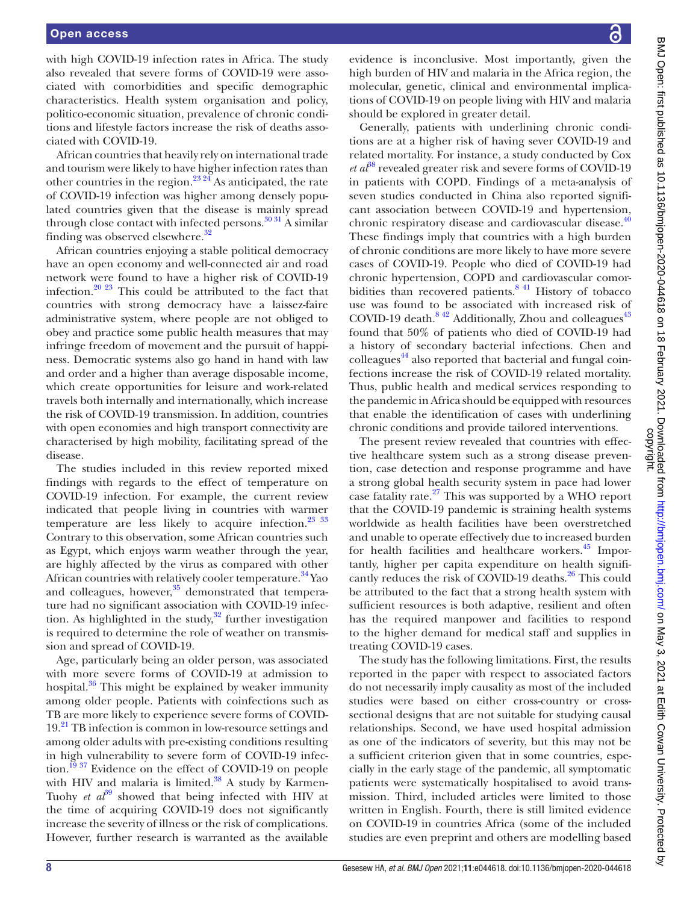with high COVID-19 infection rates in Africa. The study also revealed that severe forms of COVID-19 were associated with comorbidities and specific demographic characteristics. Health system organisation and policy, politico-economic situation, prevalence of chronic conditions and lifestyle factors increase the risk of deaths associated with COVID-19.

African countries that heavily rely on international trade and tourism were likely to have higher infection rates than other countries in the region.[23 24] As anticipated, the rate of COVID-19 infection was higher among densely populated countries given that the disease is mainly spread through close contact with infected persons.[30 31] A similar finding was observed elsewhere.[32]

African countries enjoying a stable political democracy have an open economy and well-connected air and road network were found to have a higher risk of COVID-19 infection.[20 23] This could be attributed to the fact that countries with strong democracy have a laissez-faire administrative system, where people are not obliged to obey and practice some public health measures that may infringe freedom of movement and the pursuit of happiness. Democratic systems also go hand in hand with law and order and a higher than average disposable income, which create opportunities for leisure and work-related travels both internally and internationally, which increase the risk of COVID-19 transmission. In addition, countries with open economies and high transport connectivity are characterised by high mobility, facilitating spread of the disease.

The studies included in this review reported mixed findings with regards to the effect of temperature on COVID-19 infection. For example, the current review indicated that people living in countries with warmer temperature are less likely to acquire infection.[23 33] Contrary to this observation, some African countries such as Egypt, which enjoys warm weather through the year, are highly affected by the virus as compared with other African countries with relatively cooler temperature.[34] Yao and colleagues,[35] however, demonstrated that temperature had no significant association with COVID-19 infection. As highlighted in the study,[32] further investigation is required to determine the role of weather on transmission and spread of COVID-19.

Age, particularly being an older person, was associated with more severe forms of COVID-19 at admission to hospital.[36] This might be explained by weaker immunity among older people. Patients with coinfections such as TB are more likely to experience severe forms of COVID-19.[21] TB infection is common in low-resource settings and among older adults with pre-existing conditions resulting in high vulnerability to severe form of COVID-19 infection.[19 37] Evidence on the effect of COVID-19 on people with HIV and malaria is limited.[38] A study by Karmen-Tuohy *et al*[39] showed that being infected with HIV at the time of acquiring COVID-19 does not significantly increase the severity of illness or the risk of complications. However, further research is warranted as the available evidence is inconclusive. Most importantly, given the high burden of HIV and malaria in the Africa region, the molecular, genetic, clinical and environmental implications of COVID-19 on people living with HIV and malaria should be explored in greater detail.

Generally, patients with underlining chronic conditions are at a higher risk of having sever COVID-19 and related mortality. For instance, a study conducted by Cox *et al*[38] revealed greater risk and severe forms of COVID-19 in patients with COPD. Findings of a meta-analysis of seven studies conducted in China also reported significant association between COVID-19 and hypertension, chronic respiratory disease and cardiovascular disease.[40] These findings imply that countries with a high burden of chronic conditions are more likely to have more severe cases of COVID-19. People who died of COVID-19 had chronic hypertension, COPD and cardiovascular comorbidities than recovered patients.[8 41] History of tobacco use was found to be associated with increased risk of COVID-19 death.[8 42] Additionally, Zhou and colleagues[43] found that 50% of patients who died of COVID-19 had a history of secondary bacterial infections. Chen and colleagues[44] also reported that bacterial and fungal coinfections increase the risk of COVID-19 related mortality. Thus, public health and medical services responding to the pandemic in Africa should be equipped with resources that enable the identification of cases with underlining chronic conditions and provide tailored interventions.

The present review revealed that countries with effective healthcare system such as a strong disease prevention, case detection and response programme and have a strong global health security system in pace had lower case fatality rate.[27] This was supported by a WHO report that the COVID-19 pandemic is straining health systems worldwide as health facilities have been overstretched and unable to operate effectively due to increased burden for health facilities and healthcare workers.[45] Importantly, higher per capita expenditure on health significantly reduces the risk of COVID-19 deaths.[26] This could be attributed to the fact that a strong health system with sufficient resources is both adaptive, resilient and often has the required manpower and facilities to respond to the higher demand for medical staff and supplies in treating COVID-19 cases.

The study has the following limitations. First, the results reported in the paper with respect to associated factors do not necessarily imply causality as most of the included studies were based on either cross-country or cross-sectional designs that are not suitable for studying causal relationships. Second, we have used hospital admission as one of the indicators of severity, but this may not be a sufficient criterion given that in some countries, especially in the early stage of the pandemic, all symptomatic patients were systematically hospitalised to avoid transmission. Third, included articles were limited to those written in English. Fourth, there is still limited evidence on COVID-19 in countries Africa (some of the included studies are even preprint and others are modelling based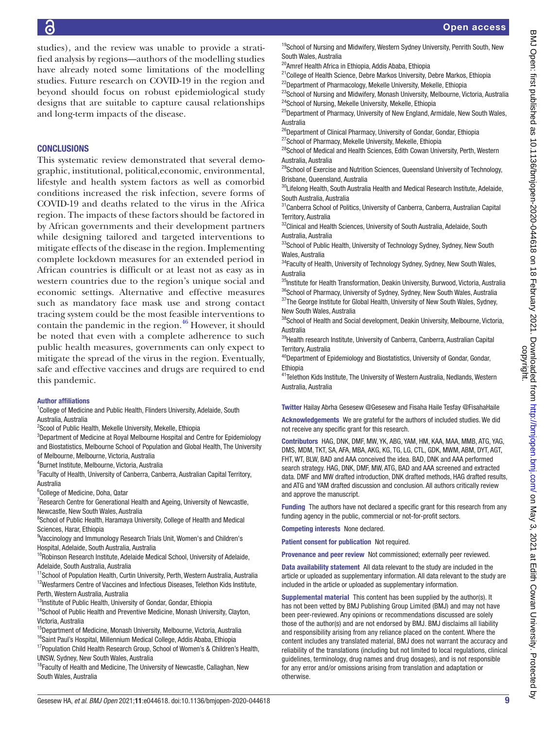studies), and the review was unable to provide a stratified analysis by regions—authors of the modelling studies have already noted some limitations of the modelling studies. Future research on COVID-19 in the region and beyond should focus on robust epidemiological study designs that are suitable to capture causal relationships and long-term impacts of the disease.

## CONCLUSIONS

This systematic review demonstrated that several demographic, institutional, political,economic, environmental, lifestyle and health system factors as well as comorbid conditions increased the risk infection, severe forms of COVID-19 and deaths related to the virus in the Africa region. The impacts of these factors should be factored in by African governments and their development partners while designing tailored and targeted interventions to mitigate effects of the disease in the region. Implementing complete lockdown measures for an extended period in African countries is difficult or at least not as easy as in western countries due to the region's unique social and economic settings. Alternative and effective measures such as mandatory face mask use and strong contact tracing system could be the most feasible interventions to contain the pandemic in the region.[46] However, it should be noted that even with a complete adherence to such public health measures, governments can only expect to mitigate the spread of the virus in the region. Eventually, safe and effective vaccines and drugs are required to end this pandemic.

### Author affiliations

[1]College of Medicine and Public Health, Flinders University, Adelaide, South Australia, Australia
[2]Scool of Public Health, Mekelle University, Mekelle, Ethiopia
[3]Department of Medicine at Royal Melbourne Hospital and Centre for Epidemiology and Biostatistics, Melbourne School of Population and Global Health, The University of Melbourne, Melbourne, Victoria, Australia
[4]Burnet Institute, Melbourne, Victoria, Australia
[5]Faculty of Health, University of Canberra, Canberra, Australian Capital Territory, Australia
[6]College of Medicine, Doha, Qatar
[7]Research Centre for Generational Health and Ageing, University of Newcastle, Newcastle, New South Wales, Australia
[8]School of Public Health, Haramaya University, College of Health and Medical Sciences, Harar, Ethiopia
[9]Vaccinology and Immunology Research Trials Unit, Women's and Children's Hospital, Adelaide, South Australia, Australia
[10]Robinson Research Institute, Adelaide Medical School, University of Adelaide, Adelaide, South Australia, Australia
[11]School of Population Health, Curtin University, Perth, Western Australia, Australia
[12]Wesfarmers Centre of Vaccines and Infectious Diseases, Telethon Kids Institute, Perth, Western Australia, Australia
[13]Institute of Public Health, University of Gondar, Gondar, Ethiopia
[14]School of Public Health and Preventive Medicine, Monash University, Clayton, Victoria, Australia
[15]Department of Medicine, Monash University, Melbourne, Victoria, Australia
[16]Saint Paul's Hospital, Millennium Medical College, Addis Ababa, Ethiopia
[17]Population Child Health Research Group, School of Women's & Children's Health, UNSW, Sydney, New South Wales, Australia
[18]Faculty of Health and Medicine, The University of Newcastle, Callaghan, New South Wales, Australia
[19]School of Nursing and Midwifery, Western Sydney University, Penrith South, New South Wales, Australia
[20]Amref Health Africa in Ethiopia, Addis Ababa, Ethiopia
[21]College of Health Science, Debre Markos University, Debre Markos, Ethiopia
[22]Department of Pharmacology, Mekelle University, Mekelle, Ethiopia
[23]School of Nursing and Midwifery, Monash University, Melbourne, Victoria, Australia
[24]School of Nursing, Mekelle University, Mekelle, Ethiopia
[25]Department of Pharmacy, University of New England, Armidale, New South Wales, Australia
[26]Department of Clinical Pharmacy, University of Gondar, Gondar, Ethiopia
[27]School of Pharmacy, Mekelle University, Mekelle, Ethiopia
[28]School of Medical and Health Sciences, Edith Cowan University, Perth, Western Australia, Australia
[29]School of Exercise and Nutrition Sciences, Queensland University of Technology, Brisbane, Queensland, Australia
[30]Lifelong Health, South Australia Health and Medical Research Institute, Adelaide, South Australia, Australia
[31]Canberra School of Politics, University of Canberra, Canberra, Australian Capital Territory, Australia
[32]Clinical and Health Sciences, University of South Australia, Adelaide, South Australia, Australia
[33]School of Public Health, University of Technology Sydney, Sydney, New South Wales, Australia
[34]Faculty of Health, University of Technology Sydney, Sydney, New South Wales, Australia
[35]Institute for Health Transformation, Deakin University, Burwood, Victoria, Australia
[36]School of Pharmacy, University of Sydney, Sydney, New South Wales, Australia
[37]The George Institute for Global Health, University of New South Wales, Sydney, New South Wales, Australia
[38]School of Health and Social development, Deakin University, Melbourne, Victoria, Australia
[39]Health research Institute, University of Canberra, Canberra, Australian Capital Territory, Australia
[40]Department of Epidemiology and Biostatistics, University of Gondar, Gondar, Ethiopia
[41]Telethon Kids Institute, The University of Western Australia, Nedlands, Western Australia, Australia

**Twitter** Hailay Abrha Gesesew @Gesesew and Fisaha Haile Tesfay @FisahaHaile

**Acknowledgements** We are grateful for the authors of included studies. We did not receive any specific grant for this research.

**Contributors** HAG, DNK, DMF, MW, YK, ABG, YAM, HM, KAA, MAA, MMB, ATG, YAG, DMS, MDM, TKT, SA, AFA, MBA, AKG, KG, TG, LG, CTL, GDK, MWM, ABM, DYT, AGT, FHT, WT, BLW, BAD and AAA conceived the idea. BAD, DNK and AAA performed search strategy. HAG, DNK, DMF, MW, ATG, BAD and AAA screened and extracted data. DMF and MW drafted introduction, DNK drafted methods, HAG drafted results, and ATG and YAM drafted discussion and conclusion. All authors critically review and approve the manuscript.

**Funding** The authors have not declared a specific grant for this research from any funding agency in the public, commercial or not-for-profit sectors.

**Competing interests** None declared.

**Patient consent for publication** Not required.

**Provenance and peer review** Not commissioned; externally peer reviewed.

**Data availability statement** All data relevant to the study are included in the article or uploaded as supplementary information. All data relevant to the study are included in the article or uploaded as supplementary information.

**Supplemental material** This content has been supplied by the author(s). It has not been vetted by BMJ Publishing Group Limited (BMJ) and may not have been peer-reviewed. Any opinions or recommendations discussed are solely those of the author(s) and are not endorsed by BMJ. BMJ disclaims all liability and responsibility arising from any reliance placed on the content. Where the content includes any translated material, BMJ does not warrant the accuracy and reliability of the translations (including but not limited to local regulations, clinical guidelines, terminology, drug names and drug dosages), and is not responsible for any error and/or omissions arising from translation and adaptation or otherwise.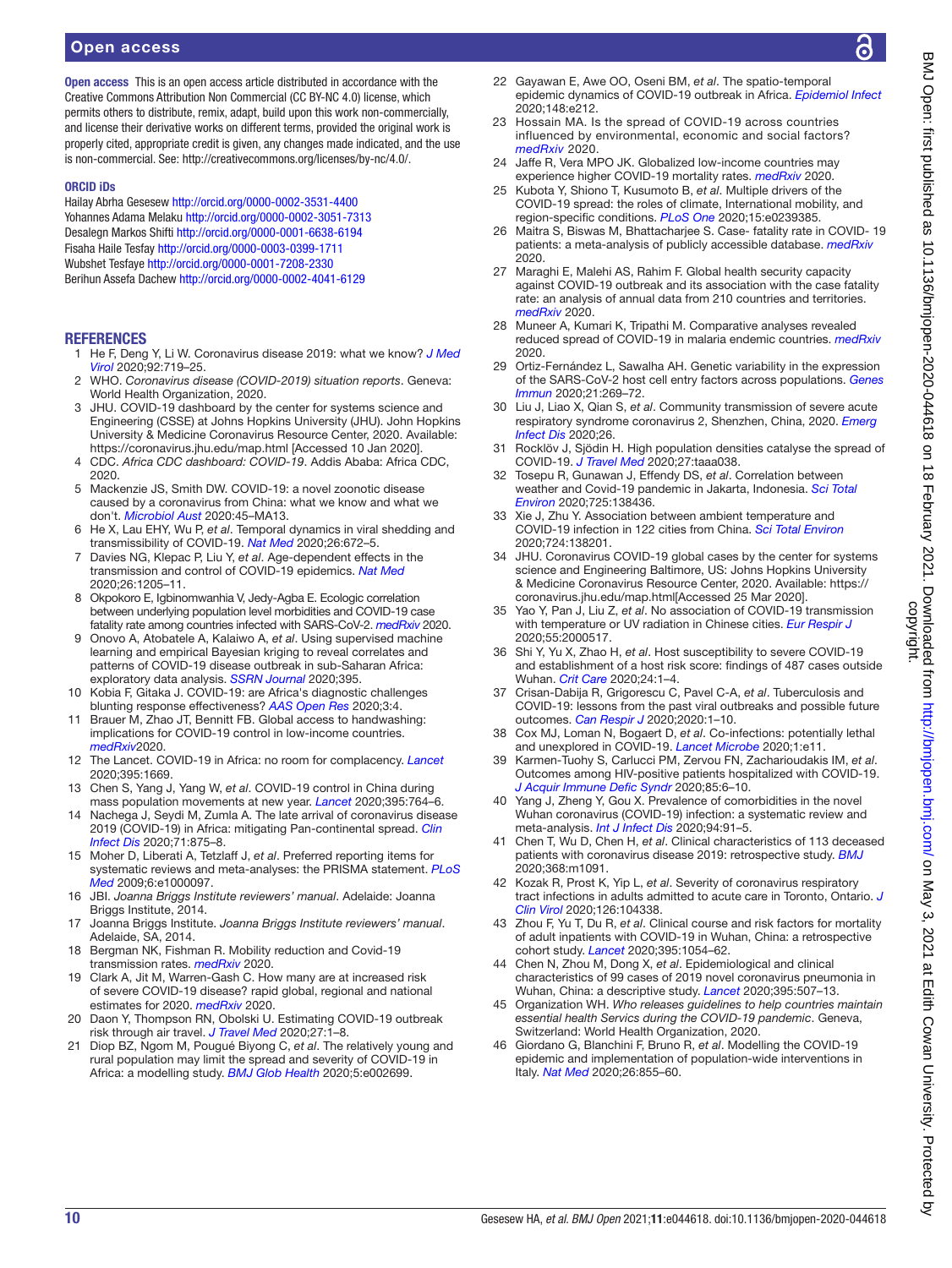**Open access** This is an open access article distributed in accordance with the Creative Commons Attribution Non Commercial (CC BY-NC 4.0) license, which permits others to distribute, remix, adapt, build upon this work non-commercially, and license their derivative works on different terms, provided the original work is properly cited, appropriate credit is given, any changes made indicated, and the use is non-commercial. See: http://creativecommons.org/licenses/by-nc/4.0/.

### ORCID iDs

Hailay Abrha Gesesew http://orcid.org/0000-0002-3531-4400
Yohannes Adama Melaku http://orcid.org/0000-0002-3051-7313
Desalegn Markos Shifti http://orcid.org/0000-0001-6638-6194
Fisaha Haile Tesfay http://orcid.org/0000-0003-0399-1711
Wubshet Tesfaye http://orcid.org/0000-0001-7208-2330
Berihun Assefa Dachew http://orcid.org/0000-0002-4041-6129

## REFERENCES

1. He F, Deng Y, Li W. Coronavirus disease 2019: what we know? *J Med Virol* 2020;92:719–25.
2. WHO. *Coronavirus disease (COVID-2019) situation reports*. Geneva: World Health Organization, 2020.
3. JHU. COVID-19 dashboard by the center for systems science and Engineering (CSSE) at Johns Hopkins University (JHU). John Hopkins University & Medicine Coronavirus Resource Center, 2020. Available: https://coronavirus.jhu.edu/map.html [Accessed 10 Jan 2020].
4. CDC. *Africa CDC dashboard: COVID-19*. Addis Ababa: Africa CDC, 2020.
5. Mackenzie JS, Smith DW. COVID-19: a novel zoonotic disease caused by a coronavirus from China: what we know and what we don't. *Microbiol Aust* 2020:45–MA13.
6. He X, Lau EHY, Wu P, *et al*. Temporal dynamics in viral shedding and transmissibility of COVID-19. *Nat Med* 2020;26:672–5.
7. Davies NG, Klepac P, Liu Y, *et al*. Age-dependent effects in the transmission and control of COVID-19 epidemics. *Nat Med* 2020;26:1205–11.
8. Okpokoro E, Igbinomwanhia V, Jedy-Agba E. Ecologic correlation between underlying population level morbidities and COVID-19 case fatality rate among countries infected with SARS-CoV-2. *medRxiv* 2020.
9. Onovo A, Atobatele A, Kalaiwo A, *et al*. Using supervised machine learning and empirical Bayesian kriging to reveal correlates and patterns of COVID-19 disease outbreak in sub-Saharan Africa: exploratory data analysis. *SSRN Journal* 2020;395.
10. Kobia F, Gitaka J. COVID-19: are Africa's diagnostic challenges blunting response effectiveness? *AAS Open Res* 2020;3:4.
11. Brauer M, Zhao JT, Bennitt FB. Global access to handwashing: implications for COVID-19 control in low-income countries. *medRxiv*2020.
12. The Lancet. COVID-19 in Africa: no room for complacency. *Lancet* 2020;395:1669.
13. Chen S, Yang J, Yang W, *et al*. COVID-19 control in China during mass population movements at new year. *Lancet* 2020;395:764–6.
14. Nachega J, Seydi M, Zumla A. The late arrival of coronavirus disease 2019 (COVID-19) in Africa: mitigating Pan-continental spread. *Clin Infect Dis* 2020;71:875–8.
15. Moher D, Liberati A, Tetzlaff J, *et al*. Preferred reporting items for systematic reviews and meta-analyses: the PRISMA statement. *PLoS Med* 2009;6:e1000097.
16. JBI. *Joanna Briggs Institute reviewers' manual*. Adelaide: Joanna Briggs Institute, 2014.
17. Joanna Briggs Institute. *Joanna Briggs Institute reviewers' manual*. Adelaide, SA, 2014.
18. Bergman NK, Fishman R. Mobility reduction and Covid-19 transmission rates. *medRxiv* 2020.
19. Clark A, Jit M, Warren-Gash C. How many are at increased risk of severe COVID-19 disease? rapid global, regional and national estimates for 2020. *medRxiv* 2020.
20. Daon Y, Thompson RN, Obolski U. Estimating COVID-19 outbreak risk through air travel. *J Travel Med* 2020;27:1–8.
21. Diop BZ, Ngom M, Pougué Biyong C, *et al*. The relatively young and rural population may limit the spread and severity of COVID-19 in Africa: a modelling study. *BMJ Glob Health* 2020;5:e002699.
22. Gayawan E, Awe OO, Oseni BM, *et al*. The spatio-temporal epidemic dynamics of COVID-19 outbreak in Africa. *Epidemiol Infect* 2020;148:e212.
23. Hossain MA. Is the spread of COVID-19 across countries influenced by environmental, economic and social factors? *medRxiv* 2020.
24. Jaffe R, Vera MPO JK. Globalized low-income countries may experience higher COVID-19 mortality rates. *medRxiv* 2020.
25. Kubota Y, Shiono T, Kusumoto B, *et al*. Multiple drivers of the COVID-19 spread: the roles of climate, International mobility, and region-specific conditions. *PLoS One* 2020;15:e0239385.
26. Maitra S, Biswas M, Bhattacharjee S. Case- fatality rate in COVID- 19 patients: a meta-analysis of publicly accessible database. *medRxiv* 2020.
27. Maraghi E, Malehi AS, Rahim F. Global health security capacity against COVID-19 outbreak and its association with the case fatality rate: an analysis of annual data from 210 countries and territories. *medRxiv* 2020.
28. Muneer A, Kumari K, Tripathi M. Comparative analyses revealed reduced spread of COVID-19 in malaria endemic countries. *medRxiv* 2020.
29. Ortiz-Fernández L, Sawalha AH. Genetic variability in the expression of the SARS-CoV-2 host cell entry factors across populations. *Genes Immun* 2020;21:269–72.
30. Liu J, Liao X, Qian S, *et al*. Community transmission of severe acute respiratory syndrome coronavirus 2, Shenzhen, China, 2020. *Emerg Infect Dis* 2020;26.
31. Rocklöv J, Sjödin H. High population densities catalyse the spread of COVID-19. *J Travel Med* 2020;27:taaa038.
32. Tosepu R, Gunawan J, Effendy DS, *et al*. Correlation between weather and Covid-19 pandemic in Jakarta, Indonesia. *Sci Total Environ* 2020;725:138436.
33. Xie J, Zhu Y. Association between ambient temperature and COVID-19 infection in 122 cities from China. *Sci Total Environ* 2020;724:138201.
34. JHU. Coronavirus COVID-19 global cases by the center for systems science and Engineering Baltimore, US: Johns Hopkins University & Medicine Coronavirus Resource Center, 2020. Available: https://coronavirus.jhu.edu/map.html[Accessed 25 Mar 2020].
35. Yao Y, Pan J, Liu Z, *et al*. No association of COVID-19 transmission with temperature or UV radiation in Chinese cities. *Eur Respir J* 2020;55:2000517.
36. Shi Y, Yu X, Zhao H, *et al*. Host susceptibility to severe COVID-19 and establishment of a host risk score: findings of 487 cases outside Wuhan. *Crit Care* 2020;24:1–4.
37. Crisan-Dabija R, Grigorescu C, Pavel C-A, *et al*. Tuberculosis and COVID-19: lessons from the past viral outbreaks and possible future outcomes. *Can Respir J* 2020;2020:1–10.
38. Cox MJ, Loman N, Bogaert D, *et al*. Co-infections: potentially lethal and unexplored in COVID-19. *Lancet Microbe* 2020;1:e11.
39. Karmen-Tuohy S, Carlucci PM, Zervou FN, Zacharioudakis IM, *et al*. Outcomes among HIV-positive patients hospitalized with COVID-19. *J Acquir Immune Defic Syndr* 2020;85:6–10.
40. Yang J, Zheng Y, Gou X. Prevalence of comorbidities in the novel Wuhan coronavirus (COVID-19) infection: a systematic review and meta-analysis. *Int J Infect Dis* 2020;94:91–5.
41. Chen T, Wu D, Chen H, *et al*. Clinical characteristics of 113 deceased patients with coronavirus disease 2019: retrospective study. *BMJ* 2020;368:m1091.
42. Kozak R, Prost K, Yip L, *et al*. Severity of coronavirus respiratory tract infections in adults admitted to acute care in Toronto, Ontario. *J Clin Virol* 2020;126:104338.
43. Zhou F, Yu T, Du R, *et al*. Clinical course and risk factors for mortality of adult inpatients with COVID-19 in Wuhan, China: a retrospective cohort study. *Lancet* 2020;395:1054–62.
44. Chen N, Zhou M, Dong X, *et al*. Epidemiological and clinical characteristics of 99 cases of 2019 novel coronavirus pneumonia in Wuhan, China: a descriptive study. *Lancet* 2020;395:507–13.
45. Organization WH. *Who releases guidelines to help countries maintain essential health Services during the COVID-19 pandemic*. Geneva, Switzerland: World Health Organization, 2020.
46. Giordano G, Blanchini F, Bruno R, *et al*. Modelling the COVID-19 epidemic and implementation of population-wide interventions in Italy. *Nat Med* 2020;26:855–60.